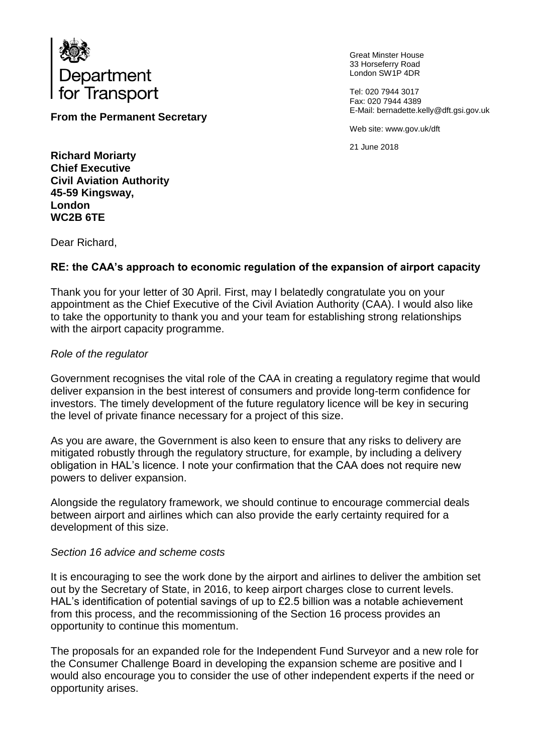Department for Transport

**From the Permanent Secretary**

Great Minster House
33 Horseferry Road
London SW1P 4DR

Tel: 020 7944 3017
Fax: 020 7944 4389
E-Mail: bernadette.kelly@dft.gsi.gov.uk

Web site: www.gov.uk/dft

21 June 2018

**Richard Moriarty**
**Chief Executive**
**Civil Aviation Authority**
**45-59 Kingsway,**
**London**
**WC2B 6TE**

Dear Richard,

**RE: the CAA's approach to economic regulation of the expansion of airport capacity**

Thank you for your letter of 30 April. First, may I belatedly congratulate you on your appointment as the Chief Executive of the Civil Aviation Authority (CAA). I would also like to take the opportunity to thank you and your team for establishing strong relationships with the airport capacity programme.

*Role of the regulator*

Government recognises the vital role of the CAA in creating a regulatory regime that would deliver expansion in the best interest of consumers and provide long-term confidence for investors. The timely development of the future regulatory licence will be key in securing the level of private finance necessary for a project of this size.

As you are aware, the Government is also keen to ensure that any risks to delivery are mitigated robustly through the regulatory structure, for example, by including a delivery obligation in HAL's licence. I note your confirmation that the CAA does not require new powers to deliver expansion.

Alongside the regulatory framework, we should continue to encourage commercial deals between airport and airlines which can also provide the early certainty required for a development of this size.

*Section 16 advice and scheme costs*

It is encouraging to see the work done by the airport and airlines to deliver the ambition set out by the Secretary of State, in 2016, to keep airport charges close to current levels. HAL's identification of potential savings of up to £2.5 billion was a notable achievement from this process, and the recommissioning of the Section 16 process provides an opportunity to continue this momentum.

The proposals for an expanded role for the Independent Fund Surveyor and a new role for the Consumer Challenge Board in developing the expansion scheme are positive and I would also encourage you to consider the use of other independent experts if the need or opportunity arises.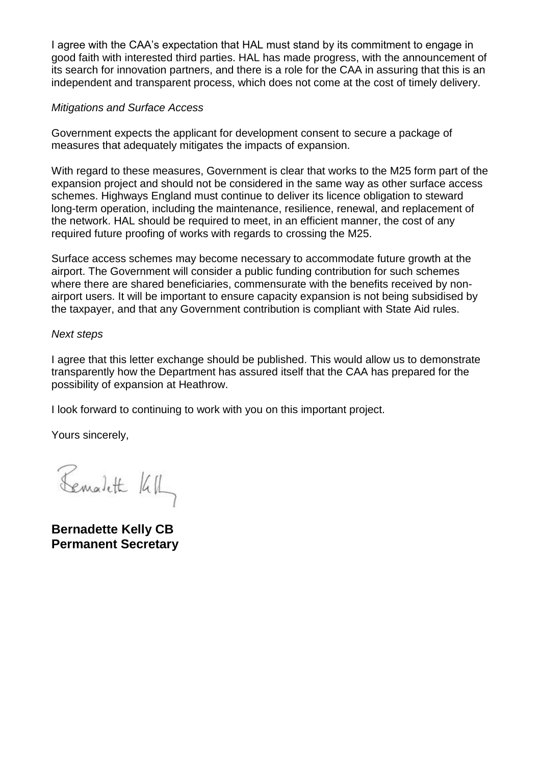I agree with the CAA's expectation that HAL must stand by its commitment to engage in good faith with interested third parties. HAL has made progress, with the announcement of its search for innovation partners, and there is a role for the CAA in assuring that this is an independent and transparent process, which does not come at the cost of timely delivery.

*Mitigations and Surface Access*

Government expects the applicant for development consent to secure a package of measures that adequately mitigates the impacts of expansion.

With regard to these measures, Government is clear that works to the M25 form part of the expansion project and should not be considered in the same way as other surface access schemes. Highways England must continue to deliver its licence obligation to steward long-term operation, including the maintenance, resilience, renewal, and replacement of the network. HAL should be required to meet, in an efficient manner, the cost of any required future proofing of works with regards to crossing the M25.

Surface access schemes may become necessary to accommodate future growth at the airport. The Government will consider a public funding contribution for such schemes where there are shared beneficiaries, commensurate with the benefits received by non-airport users. It will be important to ensure capacity expansion is not being subsidised by the taxpayer, and that any Government contribution is compliant with State Aid rules.

*Next steps*

I agree that this letter exchange should be published. This would allow us to demonstrate transparently how the Department has assured itself that the CAA has prepared for the possibility of expansion at Heathrow.

I look forward to continuing to work with you on this important project.

Yours sincerely,

Bernadette Kelly

**Bernadette Kelly CB**
**Permanent Secretary**